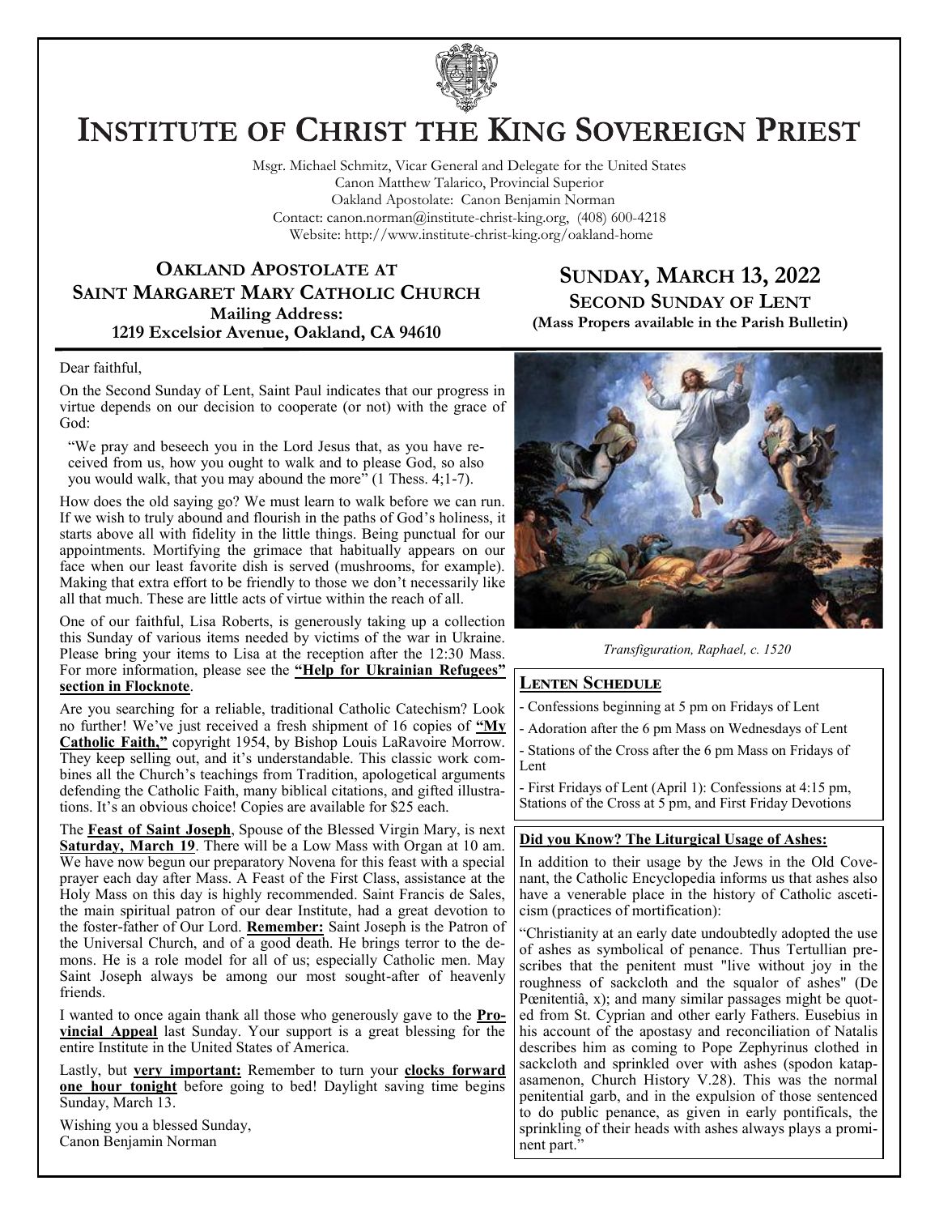# Institute of Christ the King Sovereign Priest

Msgr. Michael Schmitz, Vicar General and Delegate for the United States
Canon Matthew Talarico, Provincial Superior
Oakland Apostolate: Canon Benjamin Norman
Contact: canon.norman@institute-christ-king.org, (408) 600-4218
Website: http://www.institute-christ-king.org/oakland-home

## Oakland Apostolate at Saint Margaret Mary Catholic Church

**Mailing Address:**
**1219 Excelsior Avenue, Oakland, CA 94610**

## Sunday, March 13, 2022

### Second Sunday of Lent

**(Mass Propers available in the Parish Bulletin)**

Dear faithful,

On the Second Sunday of Lent, Saint Paul indicates that our progress in virtue depends on our decision to cooperate (or not) with the grace of God:

> "We pray and beseech you in the Lord Jesus that, as you have received from us, how you ought to walk and to please God, so also you would walk, that you may abound the more" (1 Thess. 4;1-7).

How does the old saying go? We must learn to walk before we can run. If we wish to truly abound and flourish in the paths of God's holiness, it starts above all with fidelity in the little things. Being punctual for our appointments. Mortifying the grimace that habitually appears on our face when our least favorite dish is served (mushrooms, for example). Making that extra effort to be friendly to those we don't necessarily like all that much. These are little acts of virtue within the reach of all.

One of our faithful, Lisa Roberts, is generously taking up a collection this Sunday of various items needed by victims of the war in Ukraine. Please bring your items to Lisa at the reception after the 12:30 Mass. For more information, please see the **"Help for Ukrainian Refugees" section in Flocknote**.

Are you searching for a reliable, traditional Catholic Catechism? Look no further! We've just received a fresh shipment of 16 copies of **"My Catholic Faith,"** copyright 1954, by Bishop Louis LaRavoire Morrow. They keep selling out, and it's understandable. This classic work combines all the Church's teachings from Tradition, apologetical arguments defending the Catholic Faith, many biblical citations, and gifted illustrations. It's an obvious choice! Copies are available for $25 each.

The **Feast of Saint Joseph**, Spouse of the Blessed Virgin Mary, is next **Saturday, March 19**. There will be a Low Mass with Organ at 10 am. We have now begun our preparatory Novena for this feast with a special prayer each day after Mass. A Feast of the First Class, assistance at the Holy Mass on this day is highly recommended. Saint Francis de Sales, the main spiritual patron of our dear Institute, had a great devotion to the foster-father of Our Lord. **Remember:** Saint Joseph is the Patron of the Universal Church, and of a good death. He brings terror to the demons. He is a role model for all of us; especially Catholic men. May Saint Joseph always be among our most sought-after of heavenly friends.

I wanted to once again thank all those who generously gave to the **Provincial Appeal** last Sunday. Your support is a great blessing for the entire Institute in the United States of America.

Lastly, but **very important:** Remember to turn your **clocks forward one hour tonight** before going to bed! Daylight saving time begins Sunday, March 13.

Wishing you a blessed Sunday,
Canon Benjamin Norman

*Transfiguration, Raphael, c. 1520*

### Lenten Schedule

- Confessions beginning at 5 pm on Fridays of Lent
- Adoration after the 6 pm Mass on Wednesdays of Lent
- Stations of the Cross after the 6 pm Mass on Fridays of Lent
- First Fridays of Lent (April 1): Confessions at 4:15 pm, Stations of the Cross at 5 pm, and First Friday Devotions

### Did you Know? The Liturgical Usage of Ashes:

In addition to their usage by the Jews in the Old Covenant, the Catholic Encyclopedia informs us that ashes also have a venerable place in the history of Catholic asceticism (practices of mortification):

"Christianity at an early date undoubtedly adopted the use of ashes as symbolical of penance. Thus Tertullian prescribes that the penitent must "live without joy in the roughness of sackcloth and the squalor of ashes" (De Pœnitentiâ, x); and many similar passages might be quoted from St. Cyprian and other early Fathers. Eusebius in his account of the apostasy and reconciliation of Natalis describes him as coming to Pope Zephyrinus clothed in sackcloth and sprinkled over with ashes (spodon katapasamenon, Church History V.28). This was the normal penitential garb, and in the expulsion of those sentenced to do public penance, as given in early pontificals, the sprinkling of their heads with ashes always plays a prominent part."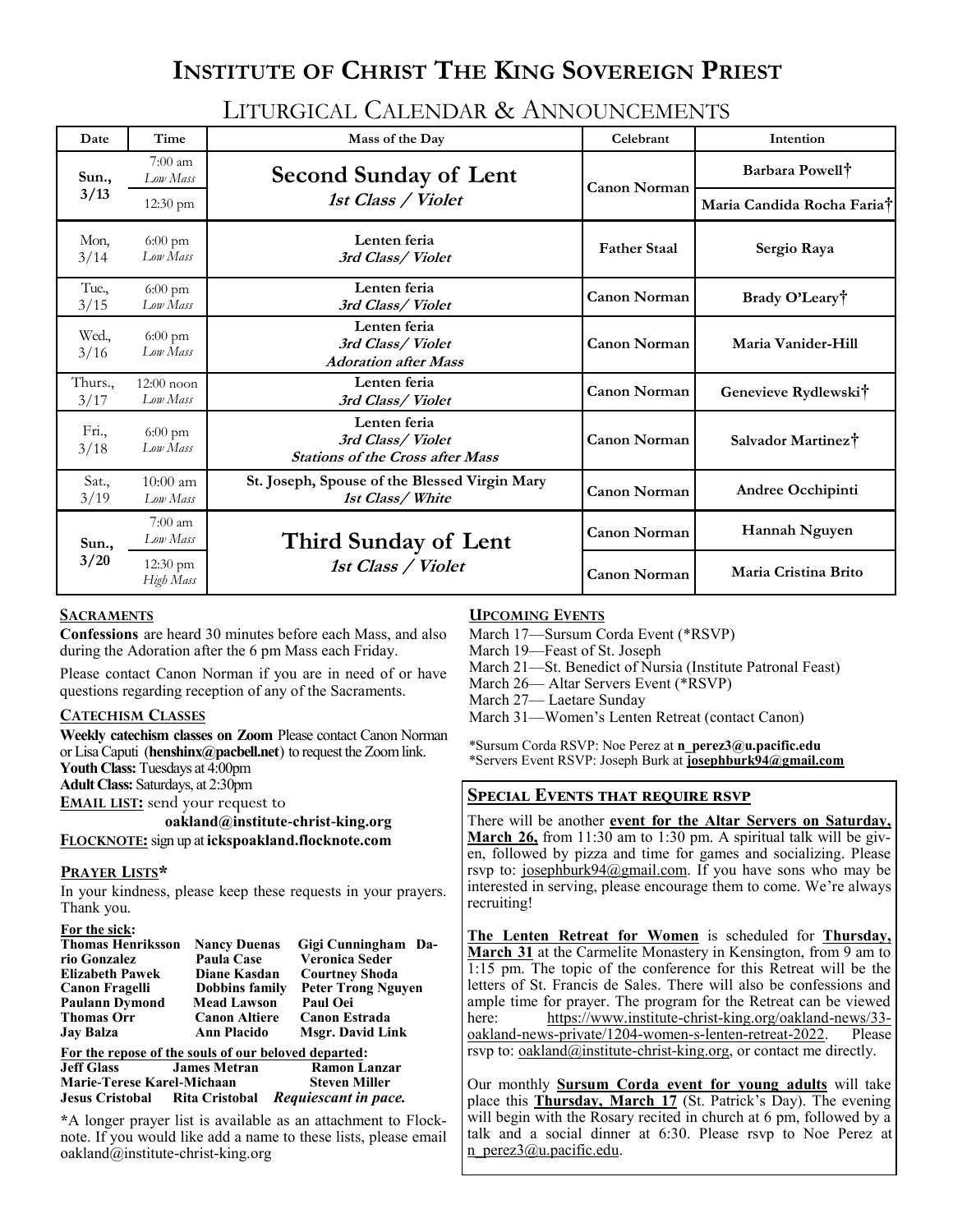# INSTITUTE OF CHRIST THE KING SOVEREIGN PRIEST

## LITURGICAL CALENDAR & ANNOUNCEMENTS

| Date | Time | Mass of the Day | Celebrant | Intention |
|---|---|---|---|---|
| Sun., 3/13 | 7:00 am *Low Mass* | **Second Sunday of Lent** *1st Class / Violet* | **Canon Norman** | **Barbara Powell†** |
| | 12:30 pm | | | **Maria Candida Rocha Faria†** |
| Mon, 3/14 | 6:00 pm *Low Mass* | **Lenten feria** *3rd Class/ Violet* | **Father Staal** | **Sergio Raya** |
| Tue., 3/15 | 6:00 pm *Low Mass* | **Lenten feria** *3rd Class/ Violet* | **Canon Norman** | **Brady O'Leary†** |
| Wed., 3/16 | 6:00 pm *Low Mass* | **Lenten feria** *3rd Class/ Violet* *Adoration after Mass* | **Canon Norman** | **Maria Vanider-Hill** |
| Thurs., 3/17 | 12:00 noon *Low Mass* | **Lenten feria** *3rd Class/ Violet* | **Canon Norman** | **Genevieve Rydlewski†** |
| Fri., 3/18 | 6:00 pm *Low Mass* | **Lenten feria** *3rd Class/ Violet* *Stations of the Cross after Mass* | **Canon Norman** | **Salvador Martinez†** |
| Sat., 3/19 | 10:00 am *Low Mass* | **St. Joseph, Spouse of the Blessed Virgin Mary** *1st Class/ White* | **Canon Norman** | **Andree Occhipinti** |
| Sun., 3/20 | 7:00 am *Low Mass* | **Third Sunday of Lent** *1st Class / Violet* | **Canon Norman** | **Hannah Nguyen** |
| | 12:30 pm *High Mass* | | **Canon Norman** | **Maria Cristina Brito** |

### SACRAMENTS

**Confessions** are heard 30 minutes before each Mass, and also during the Adoration after the 6 pm Mass each Friday.

Please contact Canon Norman if you are in need of or have questions regarding reception of any of the Sacraments.

### CATECHISM CLASSES

**Weekly catechism classes on Zoom** Please contact Canon Norman or Lisa Caputi (**henshinx@pacbell.net**) to request the Zoom link.
**Youth Class:** Tuesdays at 4:00pm
**Adult Class:** Saturdays, at 2:30pm

**EMAIL LIST:** send your request to **oakland@institute-christ-king.org**

**FLOCKNOTE:** sign up at **ickspoakland.flocknote.com**

### PRAYER LISTS*

In your kindness, please keep these requests in your prayers. Thank you.

**For the sick:**
**Thomas Henriksson, Nancy Duenas, Gigi Cunningham, Dario Gonzalez, Paula Case, Veronica Seder, Elizabeth Pawek, Diane Kasdan, Courtney Shoda, Canon Fragelli, Dobbins family, Peter Trong Nguyen, Paulann Dymond, Mead Lawson, Paul Oei, Thomas Orr, Canon Altiere, Canon Estrada, Jay Balza, Ann Placido, Msgr. David Link**

**For the repose of the souls of our beloved departed:**
**Jeff Glass, James Metran, Ramon Lanzar, Marie-Terese Karel-Michaan, Steven Miller, Jesus Cristobal, Rita Cristobal** ***Requiescant in pace.***

**\***A longer prayer list is available as an attachment to Flocknote. If you would like add a name to these lists, please email oakland@institute-christ-king.org

### UPCOMING EVENTS

March 17—Sursum Corda Event (*RSVP)
March 19—Feast of St. Joseph
March 21—St. Benedict of Nursia (Institute Patronal Feast)
March 26— Altar Servers Event (*RSVP)
March 27— Laetare Sunday
March 31—Women's Lenten Retreat (contact Canon)

*Sursum Corda RSVP: Noe Perez at **n_perez3@u.pacific.edu**
*Servers Event RSVP: Joseph Burk at **josephburk94@gmail.com**

### SPECIAL EVENTS THAT REQUIRE RSVP

There will be another **event for the Altar Servers on Saturday, March 26,** from 11:30 am to 1:30 pm. A spiritual talk will be given, followed by pizza and time for games and socializing. Please rsvp to: josephburk94@gmail.com. If you have sons who may be interested in serving, please encourage them to come. We're always recruiting!

**The Lenten Retreat for Women** is scheduled for **Thursday, March 31** at the Carmelite Monastery in Kensington, from 9 am to 1:15 pm. The topic of the conference for this Retreat will be the letters of St. Francis de Sales. There will also be confessions and ample time for prayer. The program for the Retreat can be viewed here: https://www.institute-christ-king.org/oakland-news/33-oakland-news-private/1204-women-s-lenten-retreat-2022. Please rsvp to: oakland@institute-christ-king.org, or contact me directly.

Our monthly **Sursum Corda event for young adults** will take place this **Thursday, March 17** (St. Patrick's Day). The evening will begin with the Rosary recited in church at 6 pm, followed by a talk and a social dinner at 6:30. Please rsvp to Noe Perez at n_perez3@u.pacific.edu.